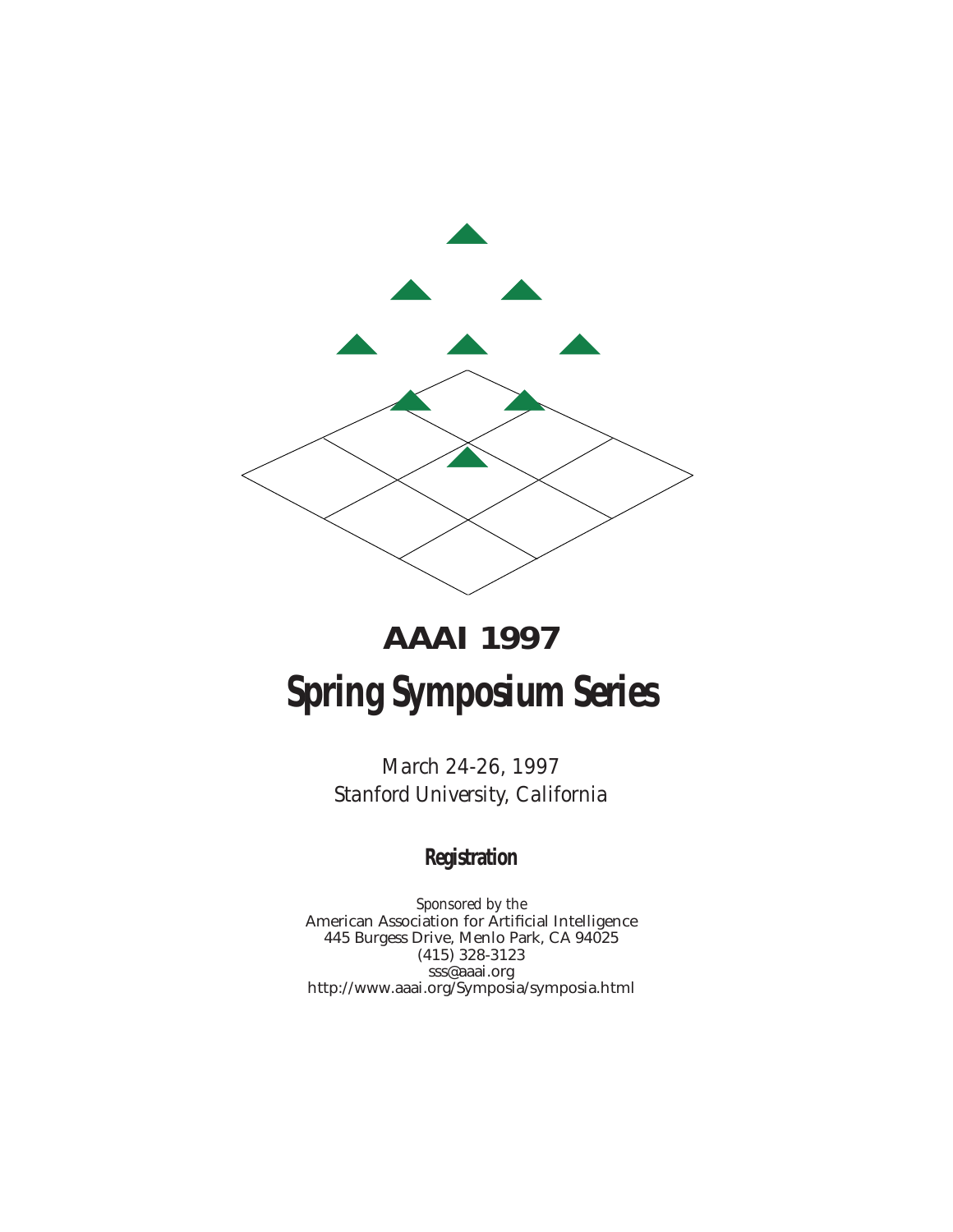# AAAI 1997

# Spring Symposium Series

*March 24-26, 1997*
*Stanford University, California*

## Registration

*Sponsored by the*
American Association for Artificial Intelligence
445 Burgess Drive, Menlo Park, CA 94025
(415) 328-3123
sss@aaai.org
http://www.aaai.org/Symposia/symposia.html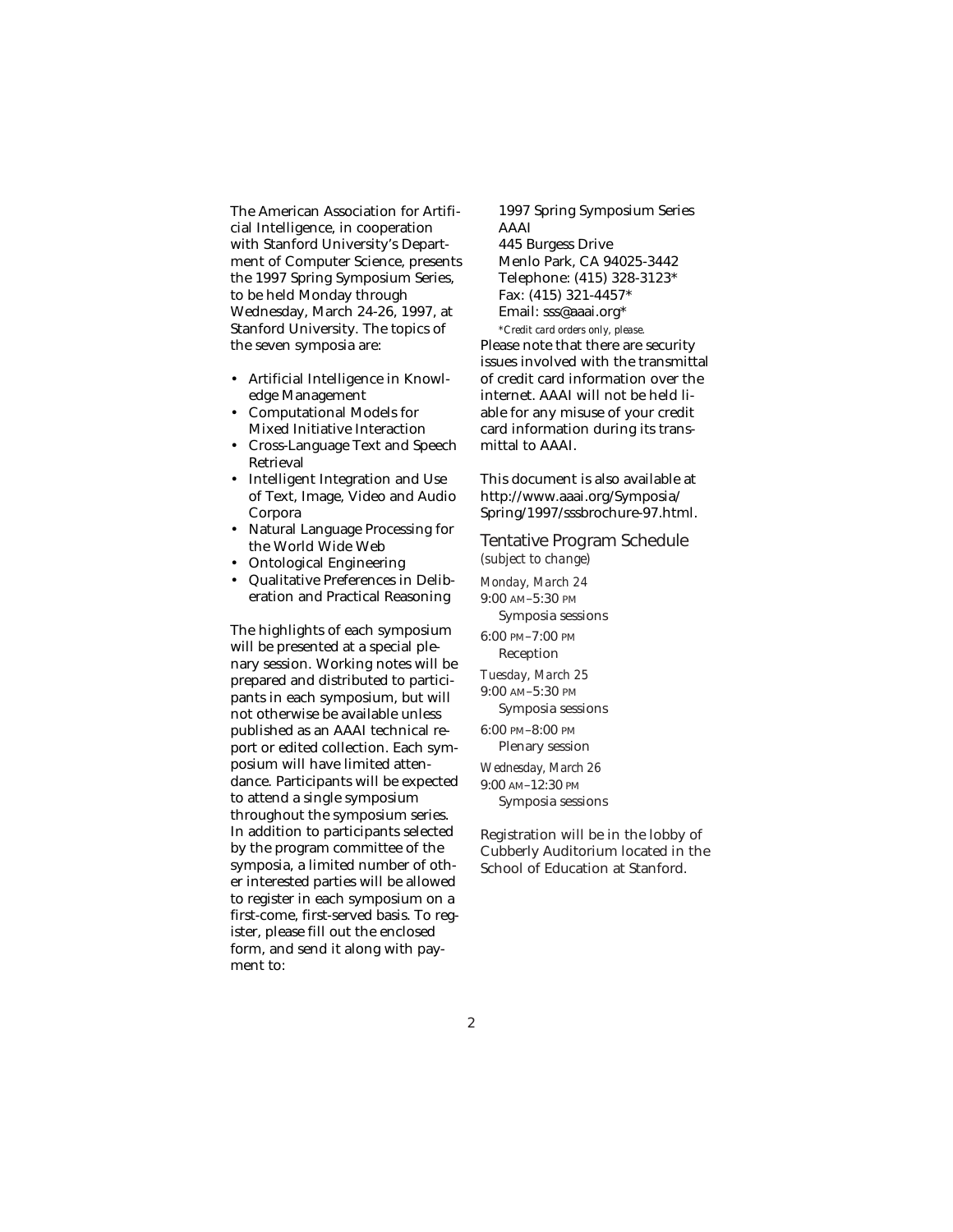The American Association for Artificial Intelligence, in cooperation with Stanford University's Department of Computer Science, presents the 1997 Spring Symposium Series, to be held Monday through Wednesday, March 24-26, 1997, at Stanford University. The topics of the seven symposia are:

- Artificial Intelligence in Knowledge Management
- Computational Models for Mixed Initiative Interaction
- Cross-Language Text and Speech Retrieval
- Intelligent Integration and Use of Text, Image, Video and Audio Corpora
- Natural Language Processing for the World Wide Web
- Ontological Engineering
- Qualitative Preferences in Deliberation and Practical Reasoning

The highlights of each symposium will be presented at a special plenary session. Working notes will be prepared and distributed to participants in each symposium, but will not otherwise be available unless published as an AAAI technical report or edited collection. Each symposium will have limited attendance. Participants will be expected to attend a single symposium throughout the symposium series. In addition to participants selected by the program committee of the symposia, a limited number of other interested parties will be allowed to register in each symposium on a first-come, first-served basis. To register, please fill out the enclosed form, and send it along with payment to:

1997 Spring Symposium Series
AAAI
445 Burgess Drive
Menlo Park, CA 94025-3442
Telephone: (415) 328-3123*
Fax: (415) 321-4457*
Email: sss@aaai.org*

*Credit card orders only, please.*

Please note that there are security issues involved with the transmittal of credit card information over the internet. AAAI will not be held liable for any misuse of your credit card information during its transmittal to AAAI.

This document is also available at http://www.aaai.org/Symposia/Spring/1997/sssbrochure-97.html.

## Tentative Program Schedule

*(subject to change)*

*Monday, March 24*

9:00 AM–5:30 PM
Symposia sessions

6:00 PM–7:00 PM
Reception

*Tuesday, March 25*

9:00 AM–5:30 PM
Symposia sessions

6:00 PM–8:00 PM
Plenary session

*Wednesday, March 26*

9:00 AM–12:30 PM
Symposia sessions

Registration will be in the lobby of Cubberly Auditorium located in the School of Education at Stanford.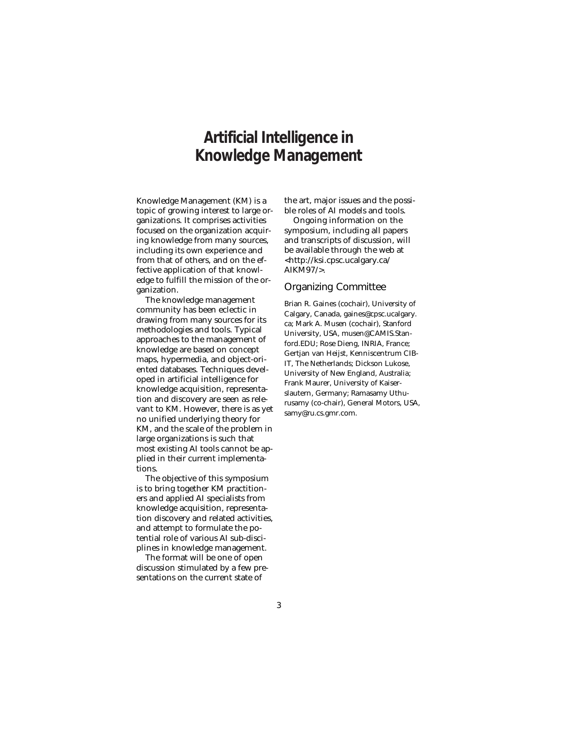# Artificial Intelligence in Knowledge Management

Knowledge Management (KM) is a topic of growing interest to large organizations. It comprises activities focused on the organization acquiring knowledge from many sources, including its own experience and from that of others, and on the effective application of that knowledge to fulfill the mission of the organization.

The knowledge management community has been eclectic in drawing from many sources for its methodologies and tools. Typical approaches to the management of knowledge are based on concept maps, hypermedia, and object-oriented databases. Techniques developed in artificial intelligence for knowledge acquisition, representation and discovery are seen as relevant to KM. However, there is as yet no unified underlying theory for KM, and the scale of the problem in large organizations is such that most existing AI tools cannot be applied in their current implementations.

The objective of this symposium is to bring together KM practitioners and applied AI specialists from knowledge acquisition, representation discovery and related activities, and attempt to formulate the potential role of various AI sub-disciplines in knowledge management.

The format will be one of open discussion stimulated by a few presentations on the current state of the art, major issues and the possible roles of AI models and tools.

Ongoing information on the symposium, including all papers and transcripts of discussion, will be available through the web at <http://ksi.cpsc.ucalgary.ca/AIKM97/>.

## Organizing Committee

Brian R. Gaines (cochair), University of Calgary, Canada, gaines@cpsc.ucalgary.ca; Mark A. Musen (cochair), Stanford University, USA, musen@CAMIS.Stanford.EDU; Rose Dieng, INRIA, France; Gertjan van Heijst, Kenniscentrum CIB-IT, The Netherlands; Dickson Lukose, University of New England, Australia; Frank Maurer, University of Kaiserslautern, Germany; Ramasamy Uthurusamy (co-chair), General Motors, USA, samy@ru.cs.gmr.com.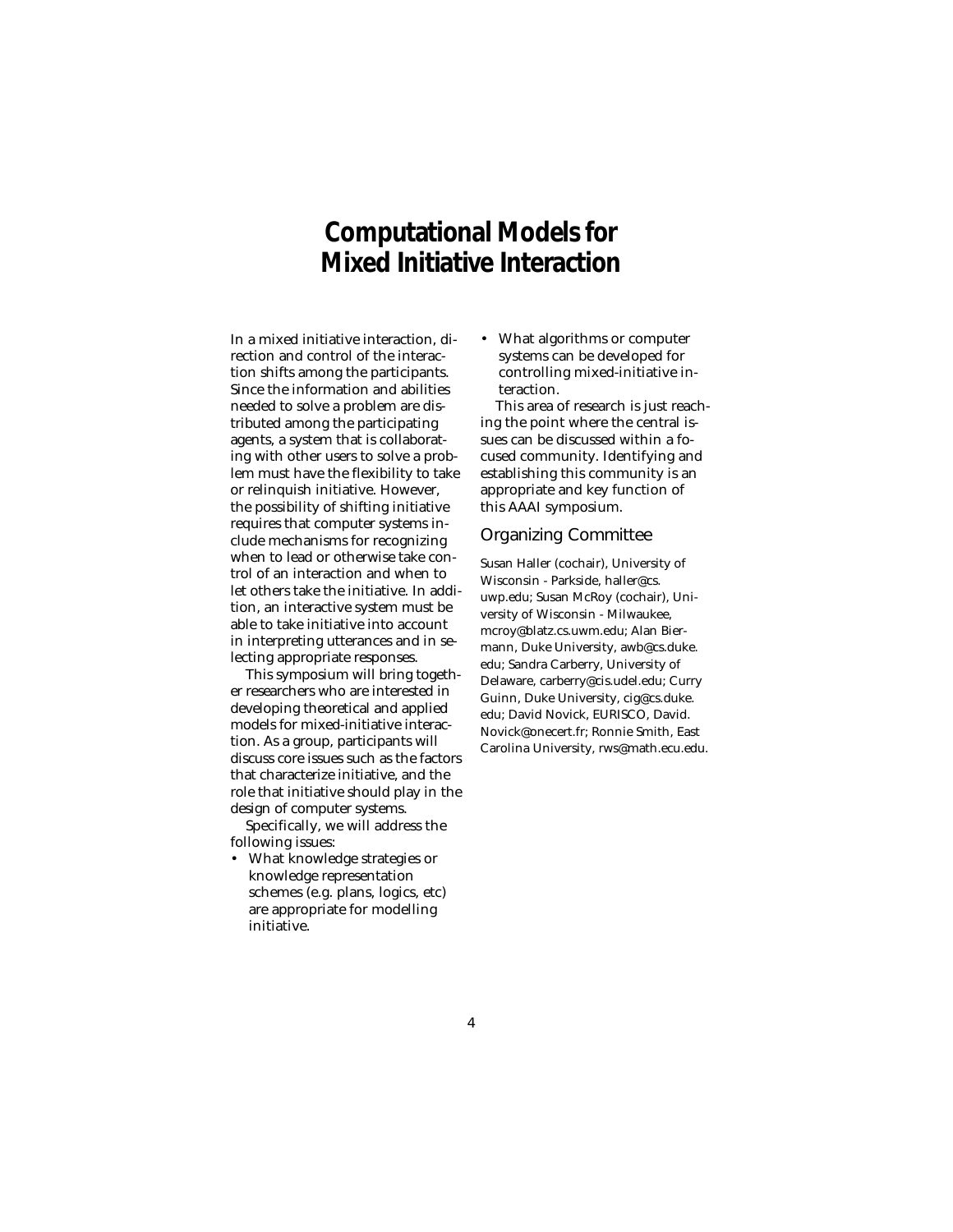# Computational Models for Mixed Initiative Interaction

In a mixed initiative interaction, direction and control of the interaction shifts among the participants. Since the information and abilities needed to solve a problem are distributed among the participating agents, a system that is collaborating with other users to solve a problem must have the flexibility to take or relinquish initiative. However, the possibility of shifting initiative requires that computer systems include mechanisms for recognizing when to lead or otherwise take control of an interaction and when to let others take the initiative. In addition, an interactive system must be able to take initiative into account in interpreting utterances and in selecting appropriate responses.

This symposium will bring together researchers who are interested in developing theoretical and applied models for mixed-initiative interaction. As a group, participants will discuss core issues such as the factors that characterize initiative, and the role that initiative should play in the design of computer systems.

Specifically, we will address the following issues:

- What knowledge strategies or knowledge representation schemes (e.g. plans, logics, etc) are appropriate for modelling initiative.
- What algorithms or computer systems can be developed for controlling mixed-initiative interaction.

This area of research is just reaching the point where the central issues can be discussed within a focused community. Identifying and establishing this community is an appropriate and key function of this AAAI symposium.

## Organizing Committee

Susan Haller (cochair), University of Wisconsin - Parkside, haller@cs.uwp.edu; Susan McRoy (cochair), University of Wisconsin - Milwaukee, mcroy@blatz.cs.uwm.edu; Alan Biermann, Duke University, awb@cs.duke.edu; Sandra Carberry, University of Delaware, carberry@cis.udel.edu; Curry Guinn, Duke University, cig@cs.duke.edu; David Novick, EURISCO, David.Novick@onecert.fr; Ronnie Smith, East Carolina University, rws@math.ecu.edu.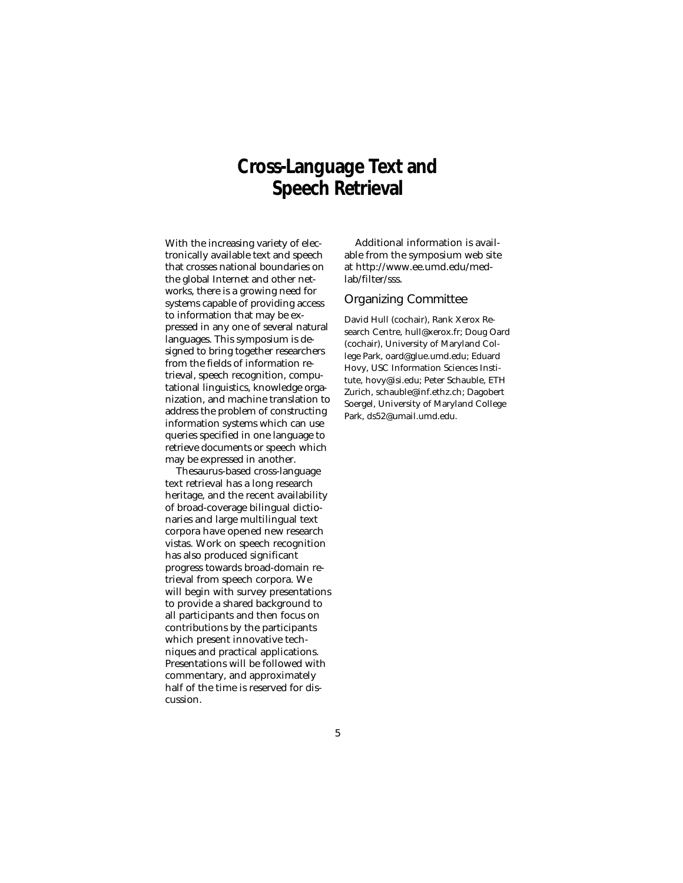# Cross-Language Text and Speech Retrieval

With the increasing variety of electronically available text and speech that crosses national boundaries on the global Internet and other networks, there is a growing need for systems capable of providing access to information that may be expressed in any one of several natural languages. This symposium is designed to bring together researchers from the fields of information retrieval, speech recognition, computational linguistics, knowledge organization, and machine translation to address the problem of constructing information systems which can use queries specified in one language to retrieve documents or speech which may be expressed in another.

Thesaurus-based cross-language text retrieval has a long research heritage, and the recent availability of broad-coverage bilingual dictionaries and large multilingual text corpora have opened new research vistas. Work on speech recognition has also produced significant progress towards broad-domain retrieval from speech corpora. We will begin with survey presentations to provide a shared background to all participants and then focus on contributions by the participants which present innovative techniques and practical applications. Presentations will be followed with commentary, and approximately half of the time is reserved for discussion.

Additional information is available from the symposium web site at http://www.ee.umd.edu/medlab/filter/sss.

## Organizing Committee

David Hull (cochair), Rank Xerox Research Centre, hull@xerox.fr; Doug Oard (cochair), University of Maryland College Park, oard@glue.umd.edu; Eduard Hovy, USC Information Sciences Institute, hovy@isi.edu; Peter Schauble, ETH Zurich, schauble@inf.ethz.ch; Dagobert Soergel, University of Maryland College Park, ds52@umail.umd.edu.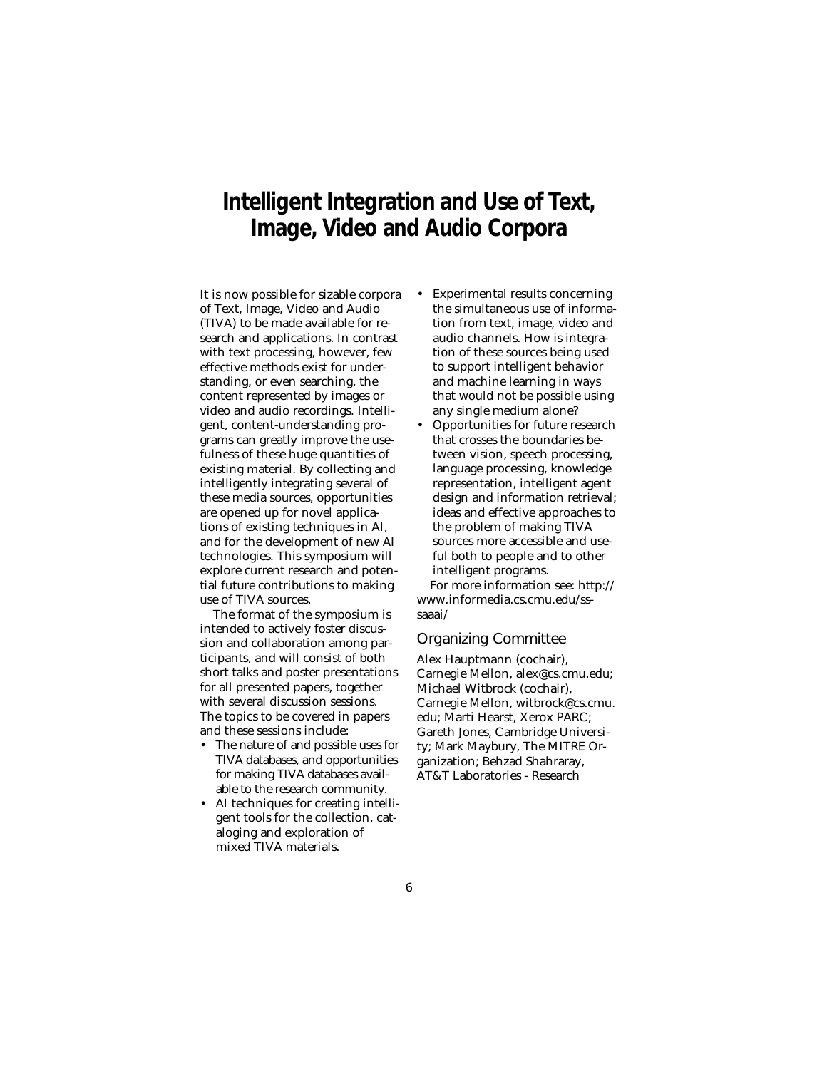# Intelligent Integration and Use of Text, Image, Video and Audio Corpora

It is now possible for sizable corpora of Text, Image, Video and Audio (TIVA) to be made available for research and applications. In contrast with text processing, however, few effective methods exist for understanding, or even searching, the content represented by images or video and audio recordings. Intelligent, content-understanding programs can greatly improve the usefulness of these huge quantities of existing material. By collecting and intelligently integrating several of these media sources, opportunities are opened up for novel applications of existing techniques in AI, and for the development of new AI technologies. This symposium will explore current research and potential future contributions to making use of TIVA sources.

The format of the symposium is intended to actively foster discussion and collaboration among participants, and will consist of both short talks and poster presentations for all presented papers, together with several discussion sessions. The topics to be covered in papers and these sessions include:

- The nature of and possible uses for TIVA databases, and opportunities for making TIVA databases available to the research community.
- AI techniques for creating intelligent tools for the collection, cataloging and exploration of mixed TIVA materials.
- Experimental results concerning the simultaneous use of information from text, image, video and audio channels. How is integration of these sources being used to support intelligent behavior and machine learning in ways that would not be possible using any single medium alone?
- Opportunities for future research that crosses the boundaries between vision, speech processing, language processing, knowledge representation, intelligent agent design and information retrieval; ideas and effective approaches to the problem of making TIVA sources more accessible and useful both to people and to other intelligent programs.

For more information see: http://www.informedia.cs.cmu.edu/ss-saaai/

## Organizing Committee

Alex Hauptmann (cochair), Carnegie Mellon, alex@cs.cmu.edu; Michael Witbrock (cochair), Carnegie Mellon, witbrock@cs.cmu.edu; Marti Hearst, Xerox PARC; Gareth Jones, Cambridge University; Mark Maybury, The MITRE Organization; Behzad Shahraray, AT&T Laboratories - Research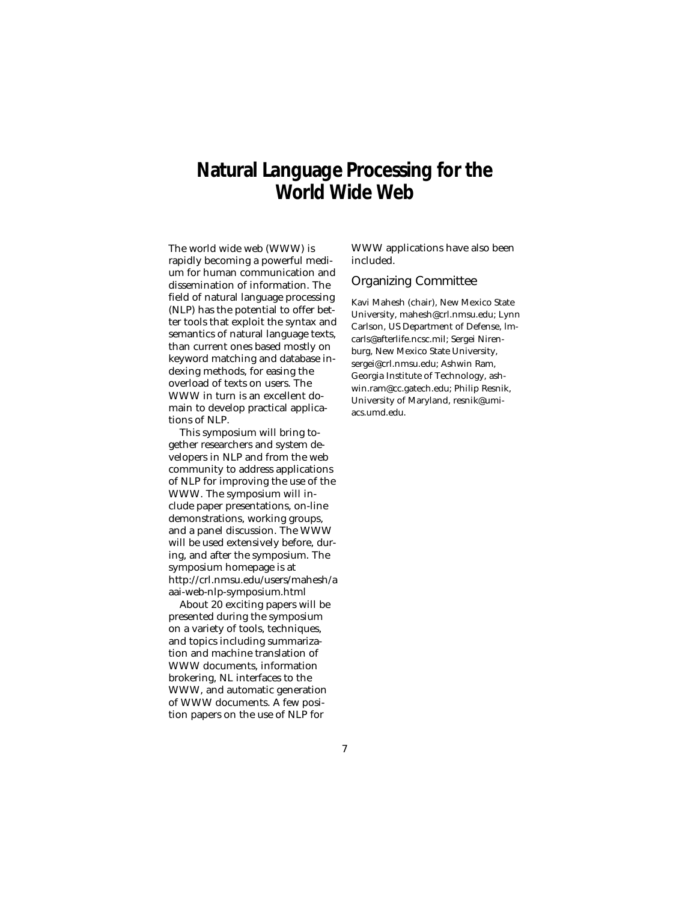# Natural Language Processing for the World Wide Web

The world wide web (WWW) is rapidly becoming a powerful medium for human communication and dissemination of information. The field of natural language processing (NLP) has the potential to offer better tools that exploit the syntax and semantics of natural language texts, than current ones based mostly on keyword matching and database indexing methods, for easing the overload of texts on users. The WWW in turn is an excellent domain to develop practical applications of NLP.

This symposium will bring together researchers and system developers in NLP and from the web community to address applications of NLP for improving the use of the WWW. The symposium will include paper presentations, on-line demonstrations, working groups, and a panel discussion. The WWW will be used extensively before, during, and after the symposium. The symposium homepage is at http://crl.nmsu.edu/users/mahesh/aaai-web-nlp-symposium.html

About 20 exciting papers will be presented during the symposium on a variety of tools, techniques, and topics including summarization and machine translation of WWW documents, information brokering, NL interfaces to the WWW, and automatic generation of WWW documents. A few position papers on the use of NLP for WWW applications have also been included.

## Organizing Committee

Kavi Mahesh (chair), New Mexico State University, mahesh@crl.nmsu.edu; Lynn Carlson, US Department of Defense, lmcarls@afterlife.ncsc.mil; Sergei Nirenburg, New Mexico State University, sergei@crl.nmsu.edu; Ashwin Ram, Georgia Institute of Technology, ashwin.ram@cc.gatech.edu; Philip Resnik, University of Maryland, resnik@umiacs.umd.edu.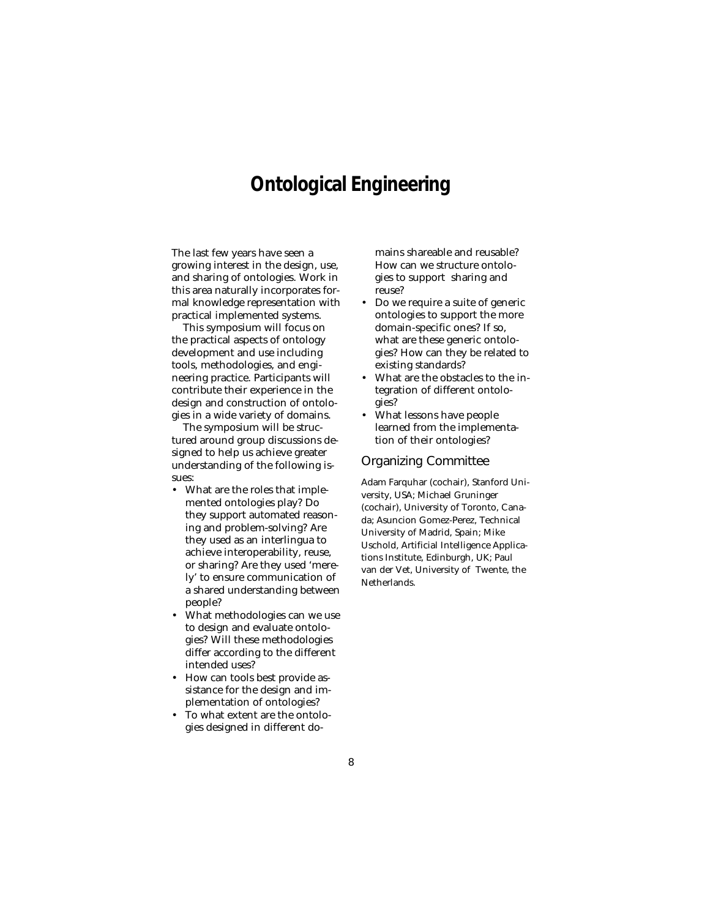# Ontological Engineering

The last few years have seen a growing interest in the design, use, and sharing of ontologies. Work in this area naturally incorporates formal knowledge representation with practical implemented systems.

This symposium will focus on the practical aspects of ontology development and use including tools, methodologies, and engineering practice. Participants will contribute their experience in the design and construction of ontologies in a wide variety of domains.

The symposium will be structured around group discussions designed to help us achieve greater understanding of the following issues:

- What are the roles that implemented ontologies play? Do they support automated reasoning and problem-solving? Are they used as an interlingua to achieve interoperability, reuse, or sharing? Are they used 'merely' to ensure communication of a shared understanding between people?
- What methodologies can we use to design and evaluate ontologies? Will these methodologies differ according to the different intended uses?
- How can tools best provide assistance for the design and implementation of ontologies?
- To what extent are the ontologies designed in different domains shareable and reusable? How can we structure ontologies to support sharing and reuse?
- Do we require a suite of generic ontologies to support the more domain-specific ones? If so, what are these generic ontologies? How can they be related to existing standards?
- What are the obstacles to the integration of different ontologies?
- What lessons have people learned from the implementation of their ontologies?

## Organizing Committee

Adam Farquhar (cochair), Stanford University, USA; Michael Gruninger (cochair), University of Toronto, Canada; Asuncion Gomez-Perez, Technical University of Madrid, Spain; Mike Uschold, Artificial Intelligence Applications Institute, Edinburgh, UK; Paul van der Vet, University of Twente, the Netherlands.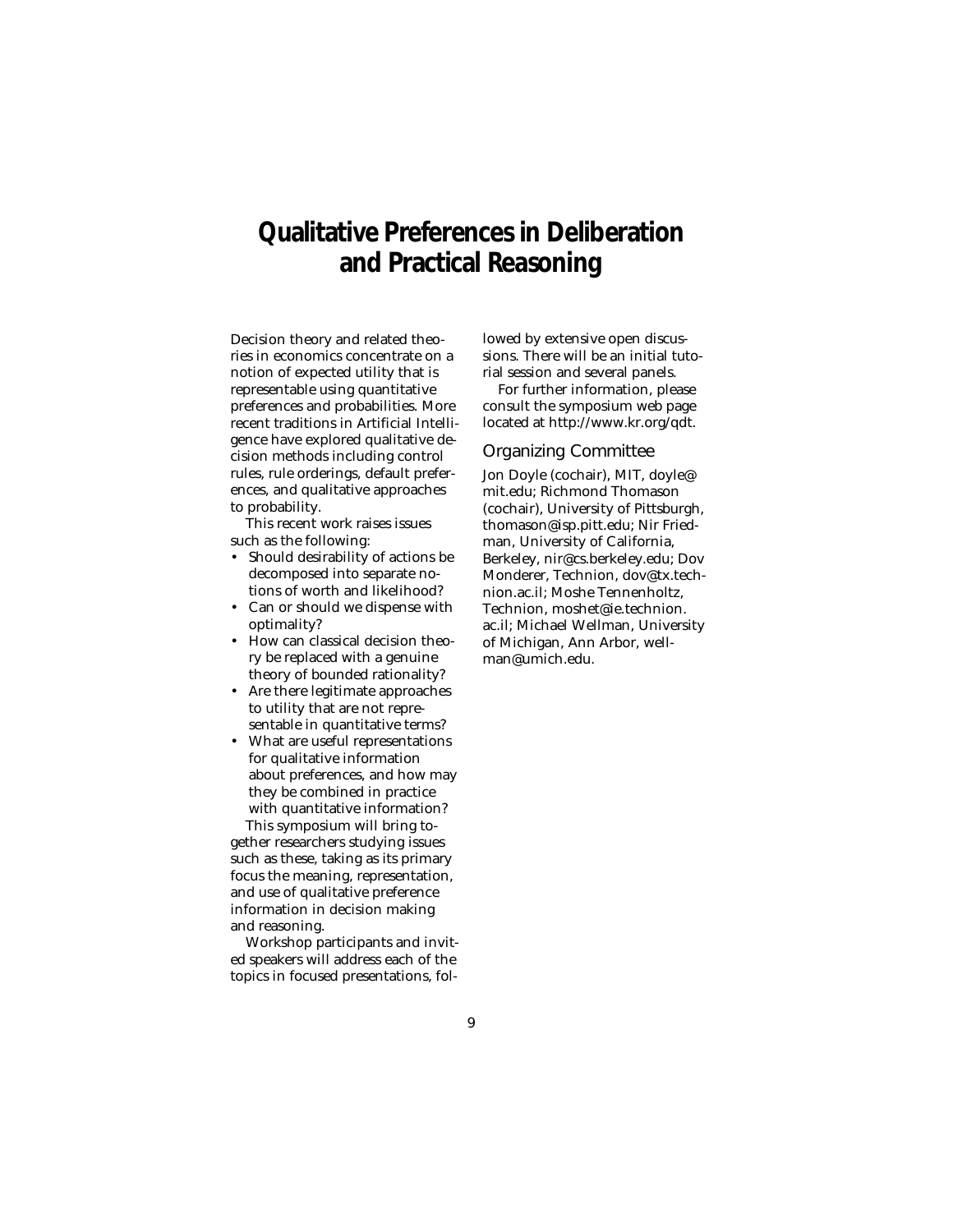# Qualitative Preferences in Deliberation and Practical Reasoning

Decision theory and related theories in economics concentrate on a notion of expected utility that is representable using quantitative preferences and probabilities. More recent traditions in Artificial Intelligence have explored qualitative decision methods including control rules, rule orderings, default preferences, and qualitative approaches to probability.

This recent work raises issues such as the following:

- Should desirability of actions be decomposed into separate notions of worth and likelihood?
- Can or should we dispense with optimality?
- How can classical decision theory be replaced with a genuine theory of bounded rationality?
- Are there legitimate approaches to utility that are not representable in quantitative terms?
- What are useful representations for qualitative information about preferences, and how may they be combined in practice with quantitative information?

This symposium will bring together researchers studying issues such as these, taking as its primary focus the meaning, representation, and use of qualitative preference information in decision making and reasoning.

Workshop participants and invited speakers will address each of the topics in focused presentations, followed by extensive open discussions. There will be an initial tutorial session and several panels.

For further information, please consult the symposium web page located at http://www.kr.org/qdt.

## Organizing Committee

Jon Doyle (cochair), MIT, doyle@mit.edu; Richmond Thomason (cochair), University of Pittsburgh, thomason@isp.pitt.edu; Nir Friedman, University of California, Berkeley, nir@cs.berkeley.edu; Dov Monderer, Technion, dov@tx.technion.ac.il; Moshe Tennenholtz, Technion, moshet@ie.technion.ac.il; Michael Wellman, University of Michigan, Ann Arbor, wellman@umich.edu.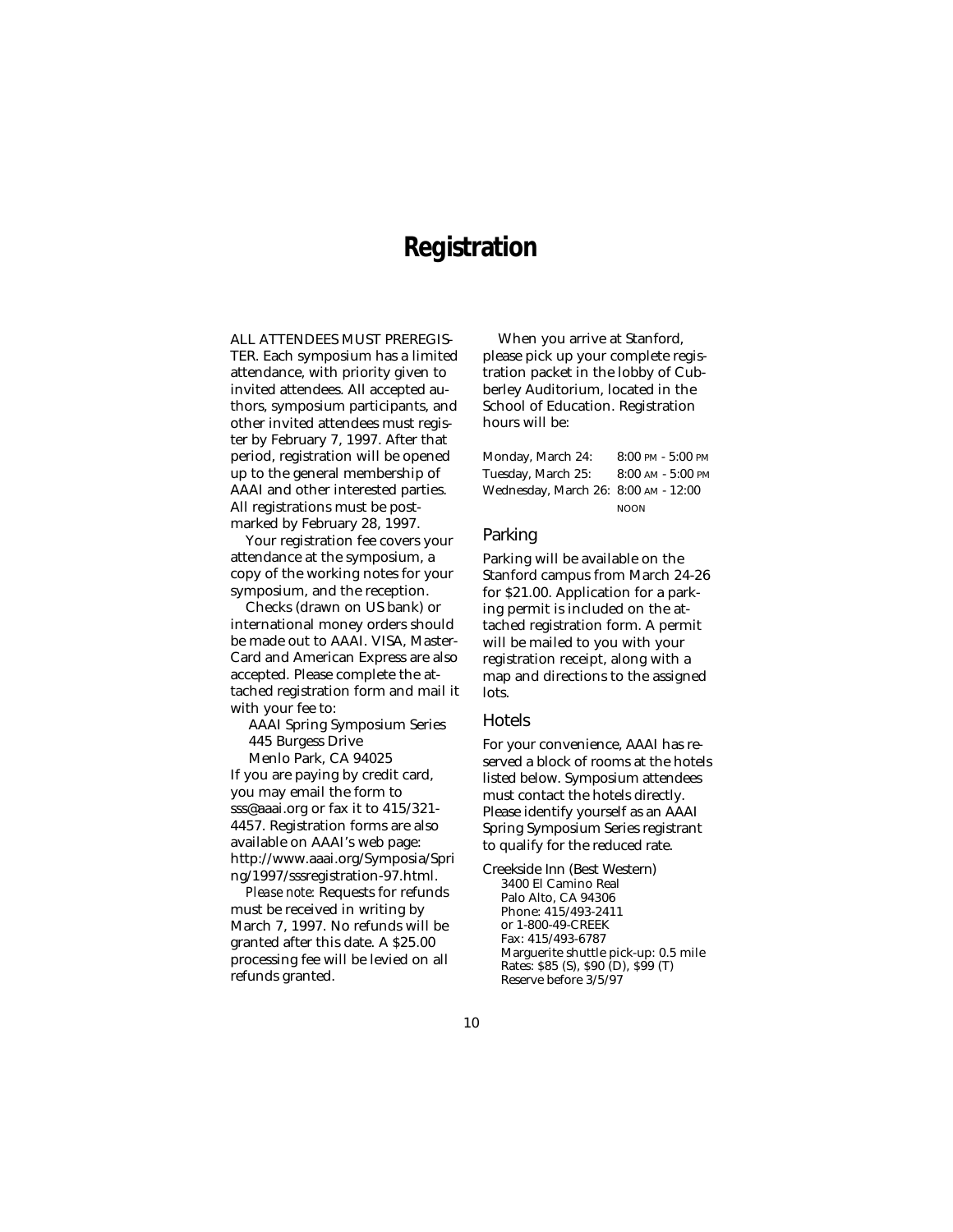# Registration

ALL ATTENDEES MUST PREREGISTER. Each symposium has a limited attendance, with priority given to invited attendees. All accepted authors, symposium participants, and other invited attendees must register by February 7, 1997. After that period, registration will be opened up to the general membership of AAAI and other interested parties. All registrations must be postmarked by February 28, 1997.

Your registration fee covers your attendance at the symposium, a copy of the working notes for your symposium, and the reception.

Checks (drawn on US bank) or international money orders should be made out to AAAI. VISA, MasterCard and American Express are also accepted. Please complete the attached registration form and mail it with your fee to:

AAAI Spring Symposium Series
445 Burgess Drive
Menlo Park, CA 94025

If you are paying by credit card, you may email the form to sss@aaai.org or fax it to 415/321-4457. Registration forms are also available on AAAI's web page: http://www.aaai.org/Symposia/Spring/1997/sssregistration-97.html.

*Please note:* Requests for refunds must be received in writing by March 7, 1997. No refunds will be granted after this date. A $25.00 processing fee will be levied on all refunds granted.

When you arrive at Stanford, please pick up your complete registration packet in the lobby of Cubberley Auditorium, located in the School of Education. Registration hours will be:

Monday, March 24: 8:00 PM - 5:00 PM
Tuesday, March 25: 8:00 AM - 5:00 PM
Wednesday, March 26: 8:00 AM - 12:00 NOON

## Parking

Parking will be available on the Stanford campus from March 24-26 for $21.00. Application for a parking permit is included on the attached registration form. A permit will be mailed to you with your registration receipt, along with a map and directions to the assigned lots.

## Hotels

For your convenience, AAAI has reserved a block of rooms at the hotels listed below. Symposium attendees must contact the hotels directly. Please identify yourself as an AAAI Spring Symposium Series registrant to qualify for the reduced rate.

Creekside Inn (Best Western)
3400 El Camino Real
Palo Alto, CA 94306
Phone: 415/493-2411
or 1-800-49-CREEK
Fax: 415/493-6787
Marguerite shuttle pick-up: 0.5 mile
Rates: $85 (S), $90 (D), $99 (T)
Reserve before 3/5/97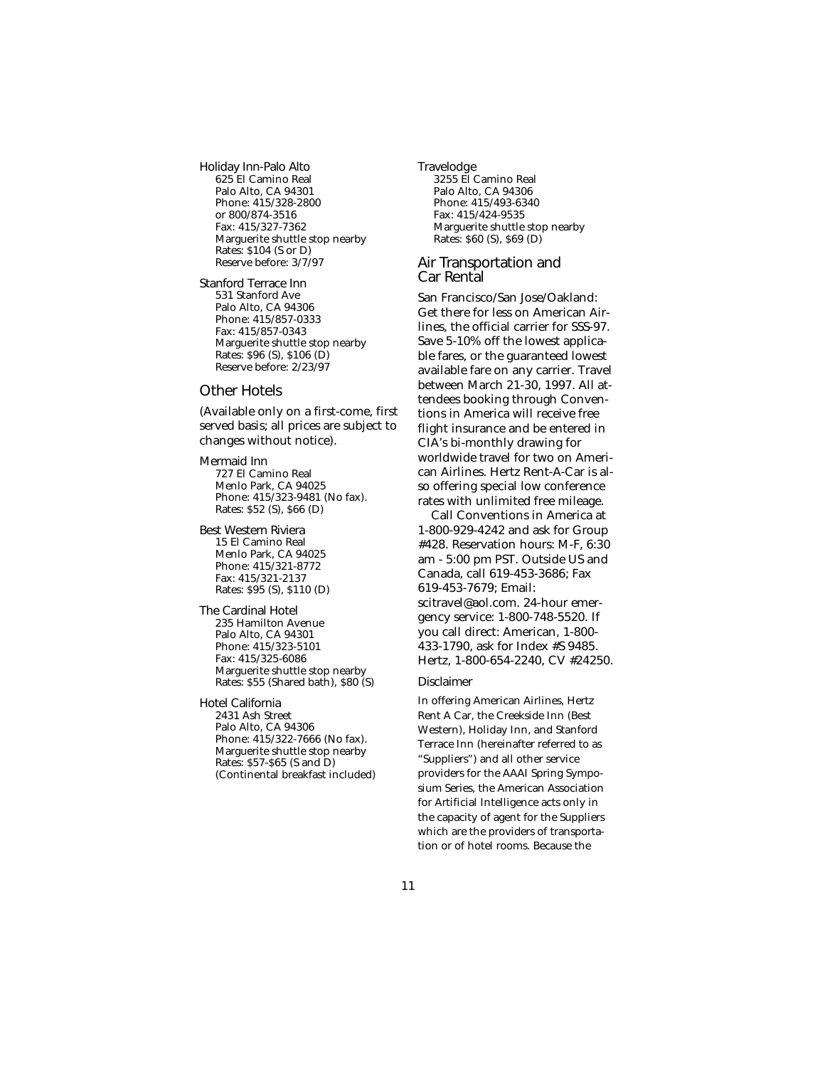Holiday Inn-Palo Alto
625 El Camino Real
Palo Alto, CA 94301
Phone: 415/328-2800
or 800/874-3516
Fax: 415/327-7362
Marguerite shuttle stop nearby
Rates: $104 (S or D)
Reserve before: 3/7/97

Stanford Terrace Inn
531 Stanford Ave
Palo Alto, CA 94306
Phone: 415/857-0333
Fax: 415/857-0343
Marguerite shuttle stop nearby
Rates: $96 (S), $106 (D)
Reserve before: 2/23/97

## Other Hotels

(Available only on a first-come, first served basis; all prices are subject to changes without notice).

Mermaid Inn
727 El Camino Real
Menlo Park, CA 94025
Phone: 415/323-9481 (No fax).
Rates: $52 (S), $66 (D)

Best Western Riviera
15 El Camino Real
Menlo Park, CA 94025
Phone: 415/321-8772
Fax: 415/321-2137
Rates: $95 (S), $110 (D)

The Cardinal Hotel
235 Hamilton Avenue
Palo Alto, CA 94301
Phone: 415/323-5101
Fax: 415/325-6086
Marguerite shuttle stop nearby
Rates: $55 (Shared bath), $80 (S)

Hotel California
2431 Ash Street
Palo Alto, CA 94306
Phone: 415/322-7666 (No fax).
Marguerite shuttle stop nearby
Rates: $57-$65 (S and D)
(Continental breakfast included)

Travelodge
3255 El Camino Real
Palo Alto, CA 94306
Phone: 415/493-6340
Fax: 415/424-9535
Marguerite shuttle stop nearby
Rates: $60 (S), $69 (D)

## Air Transportation and Car Rental

San Francisco/San Jose/Oakland: Get there for less on American Airlines, the official carrier for SSS-97. Save 5-10% off the lowest applicable fares, or the guaranteed lowest available fare on any carrier. Travel between March 21-30, 1997. All attendees booking through Conventions in America will receive free flight insurance and be entered in CIA's bi-monthly drawing for worldwide travel for two on American Airlines. Hertz Rent-A-Car is also offering special low conference rates with unlimited free mileage.

Call Conventions in America at 1-800-929-4242 and ask for Group #428. Reservation hours: M-F, 6:30 am - 5:00 pm PST. Outside US and Canada, call 619-453-3686; Fax 619-453-7679; Email: scitravel@aol.com. 24-hour emergency service: 1-800-748-5520. If you call direct: American, 1-800-433-1790, ask for Index #S 9485. Hertz, 1-800-654-2240, CV #24250.

### Disclaimer

In offering American Airlines, Hertz Rent A Car, the Creekside Inn (Best Western), Holiday Inn, and Stanford Terrace Inn (hereinafter referred to as "Suppliers") and all other service providers for the AAAI Spring Symposium Series, the American Association for Artificial Intelligence acts only in the capacity of agent for the Suppliers which are the providers of transportation or of hotel rooms. Because the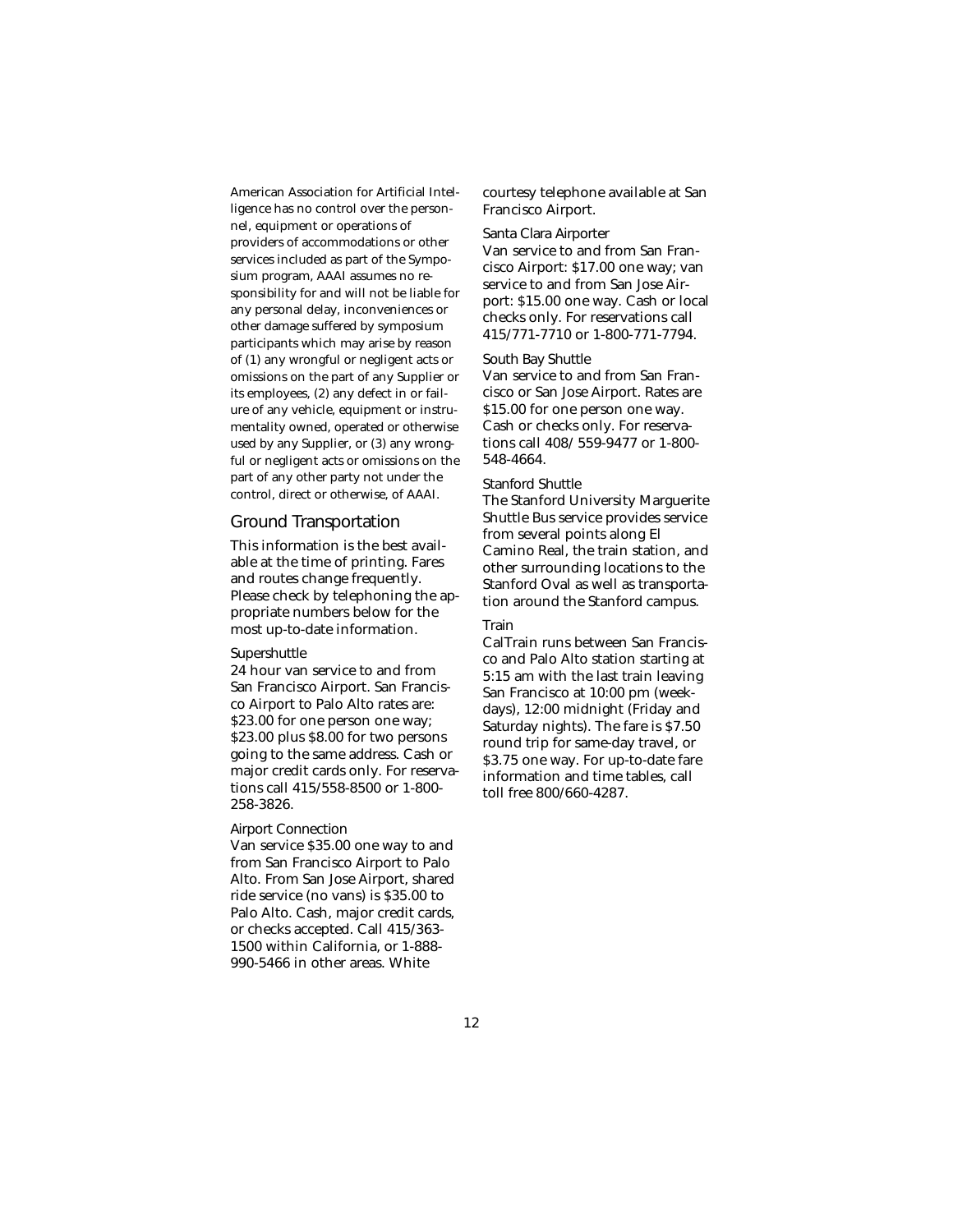American Association for Artificial Intelligence has no control over the personnel, equipment or operations of providers of accommodations or other services included as part of the Symposium program, AAAI assumes no responsibility for and will not be liable for any personal delay, inconveniences or other damage suffered by symposium participants which may arise by reason of (1) any wrongful or negligent acts or omissions on the part of any Supplier or its employees, (2) any defect in or failure of any vehicle, equipment or instrumentality owned, operated or otherwise used by any Supplier, or (3) any wrongful or negligent acts or omissions on the part of any other party not under the control, direct or otherwise, of AAAI.

## Ground Transportation

This information is the best available at the time of printing. Fares and routes change frequently. Please check by telephoning the appropriate numbers below for the most up-to-date information.

### Supershuttle

24 hour van service to and from San Francisco Airport. San Francisco Airport to Palo Alto rates are: $23.00 for one person one way; $23.00 plus $8.00 for two persons going to the same address. Cash or major credit cards only. For reservations call 415/558-8500 or 1-800-258-3826.

### Airport Connection

Van service $35.00 one way to and from San Francisco Airport to Palo Alto. From San Jose Airport, shared ride service (no vans) is $35.00 to Palo Alto. Cash, major credit cards, or checks accepted. Call 415/363-1500 within California, or 1-888-990-5466 in other areas. White courtesy telephone available at San Francisco Airport.

### Santa Clara Airporter

Van service to and from San Francisco Airport: $17.00 one way; van service to and from San Jose Airport: $15.00 one way. Cash or local checks only. For reservations call 415/771-7710 or 1-800-771-7794.

### South Bay Shuttle

Van service to and from San Francisco or San Jose Airport. Rates are $15.00 for one person one way. Cash or checks only. For reservations call 408/ 559-9477 or 1-800-548-4664.

### Stanford Shuttle

The Stanford University Marguerite Shuttle Bus service provides service from several points along El Camino Real, the train station, and other surrounding locations to the Stanford Oval as well as transportation around the Stanford campus.

### Train

CalTrain runs between San Francisco and Palo Alto station starting at 5:15 am with the last train leaving San Francisco at 10:00 pm (weekdays), 12:00 midnight (Friday and Saturday nights). The fare is $7.50 round trip for same-day travel, or $3.75 one way. For up-to-date fare information and time tables, call toll free 800/660-4287.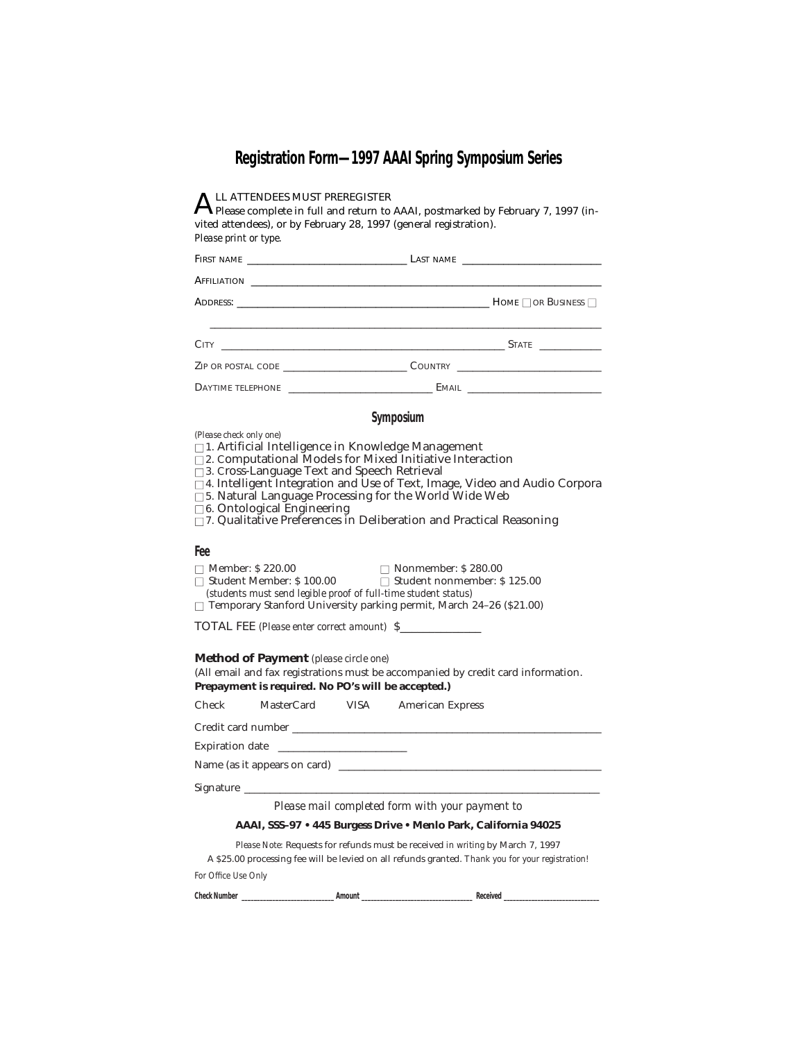# Registration Form—1997 AAAI Spring Symposium Series

ALL ATTENDEES MUST PREREGISTER
Please complete in full and return to AAAI, postmarked by February 7, 1997 (invited attendees), or by February 28, 1997 (general registration).
*Please print or type.*

FIRST NAME ______________________________ LAST NAME __________________________

AFFILIATION __________________________________________________________________

ADDRESS: _______________________________________________ HOME ☐ OR BUSINESS ☐

__________________________________________________________________________

CITY ____________________________________________________ STATE ____________

ZIP OR POSTAL CODE _______________________ COUNTRY ___________________________

DAYTIME TELEPHONE ___________________________ EMAIL __________________________

## Symposium

*(Please check only one)*

☐ 1. Artificial Intelligence in Knowledge Management
☐ 2. Computational Models for Mixed Initiative Interaction
☐ 3. Cross-Language Text and Speech Retrieval
☐ 4. Intelligent Integration and Use of Text, Image, Video and Audio Corpora
☐ 5. Natural Language Processing for the World Wide Web
☐ 6. Ontological Engineering
☐ 7. Qualitative Preferences in Deliberation and Practical Reasoning

## Fee

☐ Member: $ 220.00 ☐ Nonmember: $ 280.00
☐ Student Member: $ 100.00 ☐ Student nonmember: $ 125.00
*(students must send legible proof of full-time student status)*
☐ Temporary Stanford University parking permit, March 24–26 ($21.00)

TOTAL FEE *(Please enter correct amount)* $_______________

**Method of Payment** *(please circle one)*
(All email and fax registrations must be accompanied by credit card information.
**Prepayment is required. No PO's will be accepted.)**

Check MasterCard VISA American Express

Credit card number ___________________________________________________________

Expiration date ________________________

Name (as it appears on card) _________________________________________________

Signature ____________________________________________________________________

*Please mail completed form with your payment to*

**AAAI, SSS–97 • 445 Burgess Drive • Menlo Park, California 94025**

*Please Note:* Requests for refunds must be received *in writing* by March 7, 1997
A $25.00 processing fee will be levied on all refunds granted. *Thank you for your registration!*

*For Office Use Only*

**Check Number** ___________________ **Amount** ___________________ **Received** ___________________